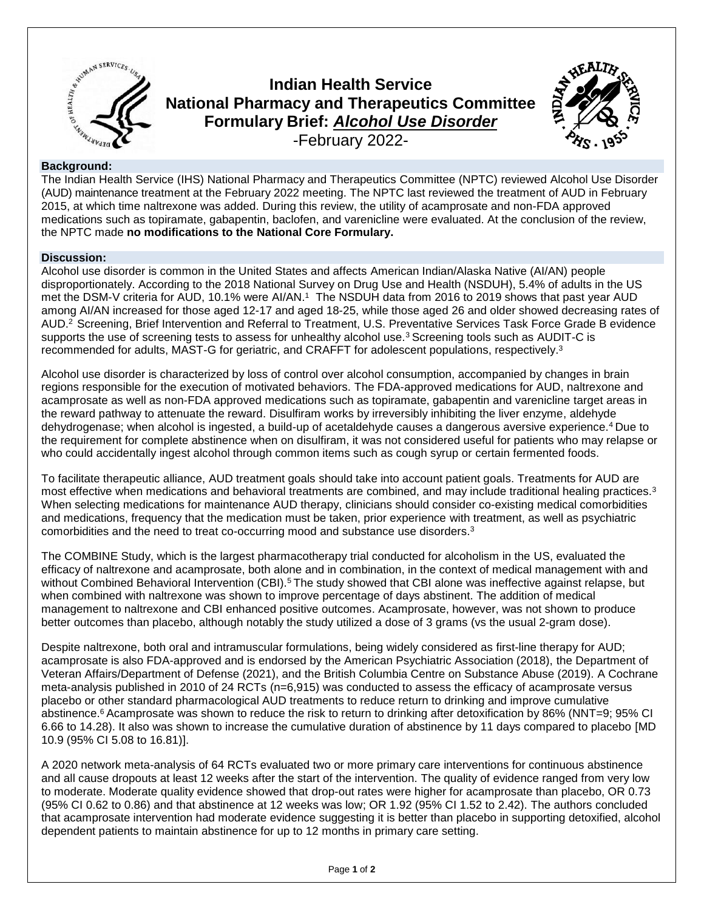# Indian Health Service
# National Pharmacy and Therapeutics Committee
# Formulary Brief: *Alcohol Use Disorder*

-February 2022-

## Background:

The Indian Health Service (IHS) National Pharmacy and Therapeutics Committee (NPTC) reviewed Alcohol Use Disorder (AUD) maintenance treatment at the February 2022 meeting. The NPTC last reviewed the treatment of AUD in February 2015, at which time naltrexone was added. During this review, the utility of acamprosate and non-FDA approved medications such as topiramate, gabapentin, baclofen, and varenicline were evaluated. At the conclusion of the review, the NPTC made **no modifications to the National Core Formulary.**

## Discussion:

Alcohol use disorder is common in the United States and affects American Indian/Alaska Native (AI/AN) people disproportionately. According to the 2018 National Survey on Drug Use and Health (NSDUH), 5.4% of adults in the US met the DSM-V criteria for AUD, 10.1% were AI/AN.[1] The NSDUH data from 2016 to 2019 shows that past year AUD among AI/AN increased for those aged 12-17 and aged 18-25, while those aged 26 and older showed decreasing rates of AUD.[2] Screening, Brief Intervention and Referral to Treatment, U.S. Preventative Services Task Force Grade B evidence supports the use of screening tests to assess for unhealthy alcohol use.[3] Screening tools such as AUDIT-C is recommended for adults, MAST-G for geriatric, and CRAFFT for adolescent populations, respectively.[3]

Alcohol use disorder is characterized by loss of control over alcohol consumption, accompanied by changes in brain regions responsible for the execution of motivated behaviors. The FDA-approved medications for AUD, naltrexone and acamprosate as well as non-FDA approved medications such as topiramate, gabapentin and varenicline target areas in the reward pathway to attenuate the reward. Disulfiram works by irreversibly inhibiting the liver enzyme, aldehyde dehydrogenase; when alcohol is ingested, a build-up of acetaldehyde causes a dangerous aversive experience.[4] Due to the requirement for complete abstinence when on disulfiram, it was not considered useful for patients who may relapse or who could accidentally ingest alcohol through common items such as cough syrup or certain fermented foods.

To facilitate therapeutic alliance, AUD treatment goals should take into account patient goals. Treatments for AUD are most effective when medications and behavioral treatments are combined, and may include traditional healing practices.[3] When selecting medications for maintenance AUD therapy, clinicians should consider co-existing medical comorbidities and medications, frequency that the medication must be taken, prior experience with treatment, as well as psychiatric comorbidities and the need to treat co-occurring mood and substance use disorders.[3]

The COMBINE Study, which is the largest pharmacotherapy trial conducted for alcoholism in the US, evaluated the efficacy of naltrexone and acamprosate, both alone and in combination, in the context of medical management with and without Combined Behavioral Intervention (CBI).[5] The study showed that CBI alone was ineffective against relapse, but when combined with naltrexone was shown to improve percentage of days abstinent. The addition of medical management to naltrexone and CBI enhanced positive outcomes. Acamprosate, however, was not shown to produce better outcomes than placebo, although notably the study utilized a dose of 3 grams (vs the usual 2-gram dose).

Despite naltrexone, both oral and intramuscular formulations, being widely considered as first-line therapy for AUD; acamprosate is also FDA-approved and is endorsed by the American Psychiatric Association (2018), the Department of Veteran Affairs/Department of Defense (2021), and the British Columbia Centre on Substance Abuse (2019). A Cochrane meta-analysis published in 2010 of 24 RCTs (n=6,915) was conducted to assess the efficacy of acamprosate versus placebo or other standard pharmacological AUD treatments to reduce return to drinking and improve cumulative abstinence.[6] Acamprosate was shown to reduce the risk to return to drinking after detoxification by 86% (NNT=9; 95% CI 6.66 to 14.28). It also was shown to increase the cumulative duration of abstinence by 11 days compared to placebo [MD 10.9 (95% CI 5.08 to 16.81)].

A 2020 network meta-analysis of 64 RCTs evaluated two or more primary care interventions for continuous abstinence and all cause dropouts at least 12 weeks after the start of the intervention. The quality of evidence ranged from very low to moderate. Moderate quality evidence showed that drop-out rates were higher for acamprosate than placebo, OR 0.73 (95% CI 0.62 to 0.86) and that abstinence at 12 weeks was low; OR 1.92 (95% CI 1.52 to 2.42). The authors concluded that acamprosate intervention had moderate evidence suggesting it is better than placebo in supporting detoxified, alcohol dependent patients to maintain abstinence for up to 12 months in primary care setting.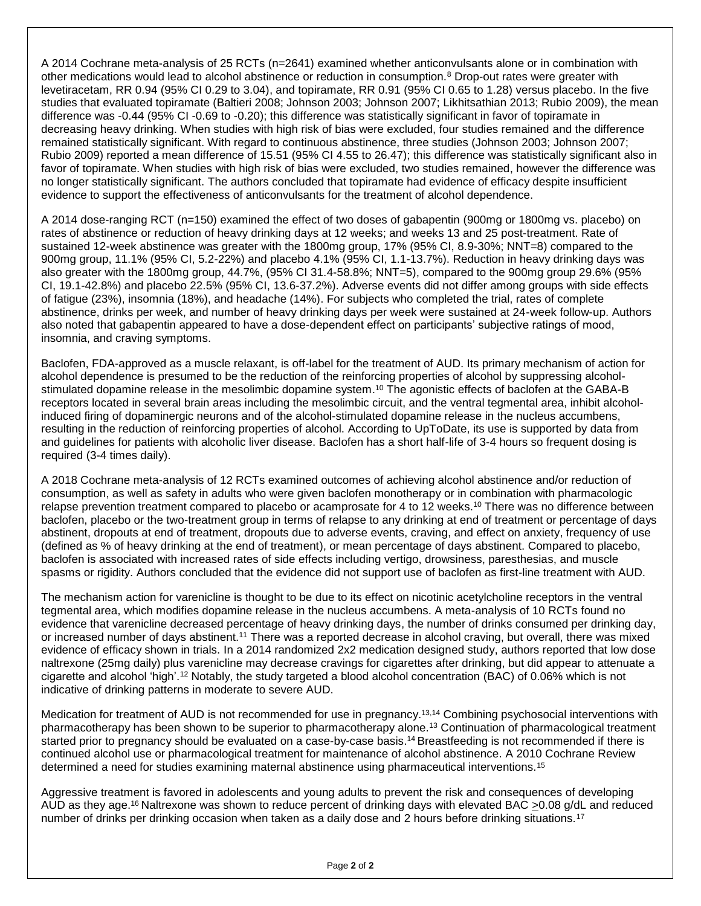A 2014 Cochrane meta-analysis of 25 RCTs (n=2641) examined whether anticonvulsants alone or in combination with other medications would lead to alcohol abstinence or reduction in consumption.[8] Drop-out rates were greater with levetiracetam, RR 0.94 (95% CI 0.29 to 3.04), and topiramate, RR 0.91 (95% CI 0.65 to 1.28) versus placebo. In the five studies that evaluated topiramate (Baltieri 2008; Johnson 2003; Johnson 2007; Likhitsathian 2013; Rubio 2009), the mean difference was -0.44 (95% CI -0.69 to -0.20); this difference was statistically significant in favor of topiramate in decreasing heavy drinking. When studies with high risk of bias were excluded, four studies remained and the difference remained statistically significant. With regard to continuous abstinence, three studies (Johnson 2003; Johnson 2007; Rubio 2009) reported a mean difference of 15.51 (95% CI 4.55 to 26.47); this difference was statistically significant also in favor of topiramate. When studies with high risk of bias were excluded, two studies remained, however the difference was no longer statistically significant. The authors concluded that topiramate had evidence of efficacy despite insufficient evidence to support the effectiveness of anticonvulsants for the treatment of alcohol dependence.

A 2014 dose-ranging RCT (n=150) examined the effect of two doses of gabapentin (900mg or 1800mg vs. placebo) on rates of abstinence or reduction of heavy drinking days at 12 weeks; and weeks 13 and 25 post-treatment. Rate of sustained 12-week abstinence was greater with the 1800mg group, 17% (95% CI, 8.9-30%; NNT=8) compared to the 900mg group, 11.1% (95% CI, 5.2-22%) and placebo 4.1% (95% CI, 1.1-13.7%). Reduction in heavy drinking days was also greater with the 1800mg group, 44.7%, (95% CI 31.4-58.8%; NNT=5), compared to the 900mg group 29.6% (95% CI, 19.1-42.8%) and placebo 22.5% (95% CI, 13.6-37.2%). Adverse events did not differ among groups with side effects of fatigue (23%), insomnia (18%), and headache (14%). For subjects who completed the trial, rates of complete abstinence, drinks per week, and number of heavy drinking days per week were sustained at 24-week follow-up. Authors also noted that gabapentin appeared to have a dose-dependent effect on participants' subjective ratings of mood, insomnia, and craving symptoms.

Baclofen, FDA-approved as a muscle relaxant, is off-label for the treatment of AUD. Its primary mechanism of action for alcohol dependence is presumed to be the reduction of the reinforcing properties of alcohol by suppressing alcohol-stimulated dopamine release in the mesolimbic dopamine system.[10] The agonistic effects of baclofen at the GABA-B receptors located in several brain areas including the mesolimbic circuit, and the ventral tegmental area, inhibit alcohol-induced firing of dopaminergic neurons and of the alcohol-stimulated dopamine release in the nucleus accumbens, resulting in the reduction of reinforcing properties of alcohol. According to UpToDate, its use is supported by data from and guidelines for patients with alcoholic liver disease. Baclofen has a short half-life of 3-4 hours so frequent dosing is required (3-4 times daily).

A 2018 Cochrane meta-analysis of 12 RCTs examined outcomes of achieving alcohol abstinence and/or reduction of consumption, as well as safety in adults who were given baclofen monotherapy or in combination with pharmacologic relapse prevention treatment compared to placebo or acamprosate for 4 to 12 weeks.[10] There was no difference between baclofen, placebo or the two-treatment group in terms of relapse to any drinking at end of treatment or percentage of days abstinent, dropouts at end of treatment, dropouts due to adverse events, craving, and effect on anxiety, frequency of use (defined as % of heavy drinking at the end of treatment), or mean percentage of days abstinent. Compared to placebo, baclofen is associated with increased rates of side effects including vertigo, drowsiness, paresthesias, and muscle spasms or rigidity. Authors concluded that the evidence did not support use of baclofen as first-line treatment with AUD.

The mechanism action for varenicline is thought to be due to its effect on nicotinic acetylcholine receptors in the ventral tegmental area, which modifies dopamine release in the nucleus accumbens. A meta-analysis of 10 RCTs found no evidence that varenicline decreased percentage of heavy drinking days, the number of drinks consumed per drinking day, or increased number of days abstinent.[11] There was a reported decrease in alcohol craving, but overall, there was mixed evidence of efficacy shown in trials. In a 2014 randomized 2x2 medication designed study, authors reported that low dose naltrexone (25mg daily) plus varenicline may decrease cravings for cigarettes after drinking, but did appear to attenuate a cigarette and alcohol 'high'.[12] Notably, the study targeted a blood alcohol concentration (BAC) of 0.06% which is not indicative of drinking patterns in moderate to severe AUD.

Medication for treatment of AUD is not recommended for use in pregnancy.[13,14] Combining psychosocial interventions with pharmacotherapy has been shown to be superior to pharmacotherapy alone.[13] Continuation of pharmacological treatment started prior to pregnancy should be evaluated on a case-by-case basis.[14] Breastfeeding is not recommended if there is continued alcohol use or pharmacological treatment for maintenance of alcohol abstinence. A 2010 Cochrane Review determined a need for studies examining maternal abstinence using pharmaceutical interventions.[15]

Aggressive treatment is favored in adolescents and young adults to prevent the risk and consequences of developing AUD as they age.[16] Naltrexone was shown to reduce percent of drinking days with elevated BAC ≥0.08 g/dL and reduced number of drinks per drinking occasion when taken as a daily dose and 2 hours before drinking situations.[17]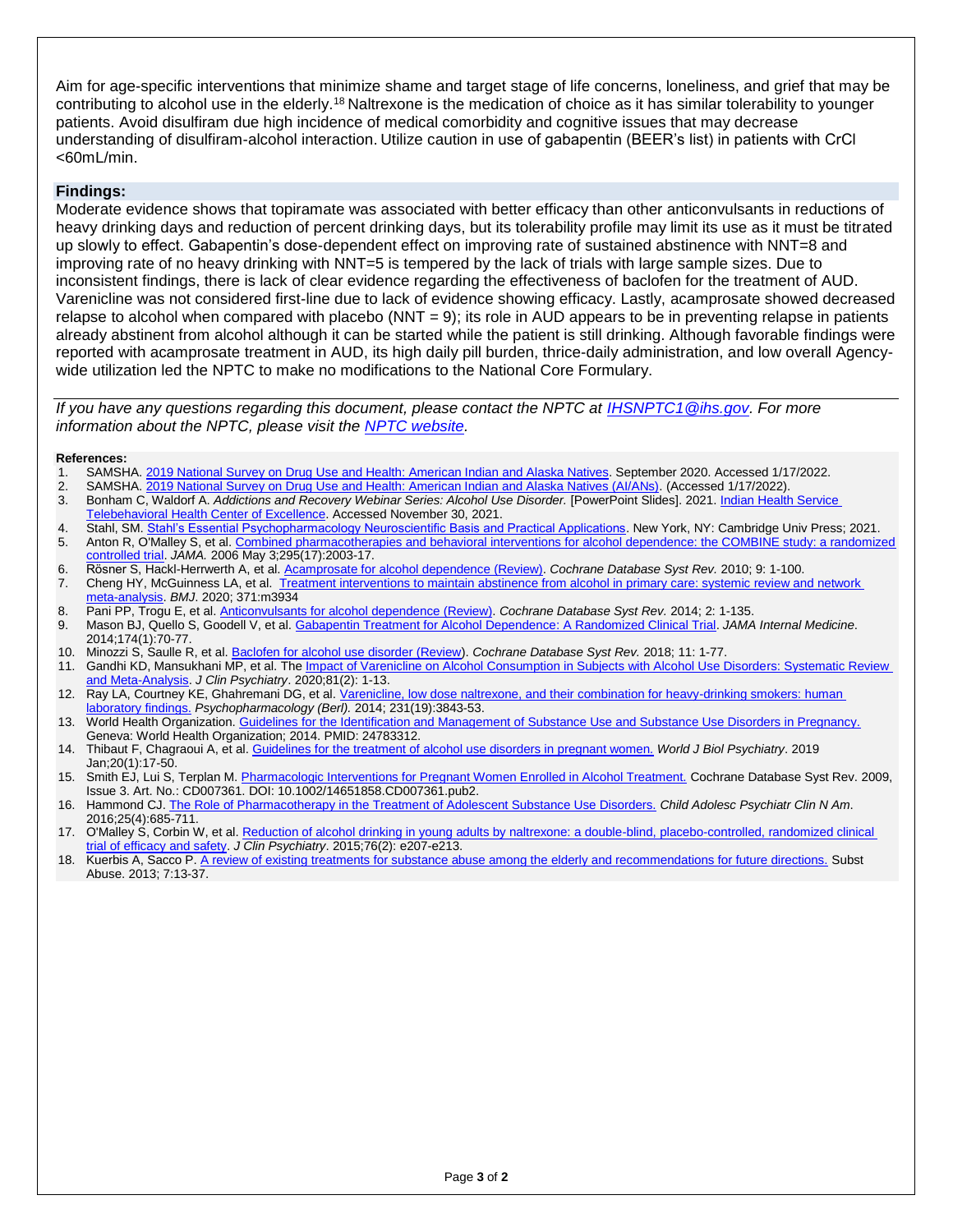Aim for age-specific interventions that minimize shame and target stage of life concerns, loneliness, and grief that may be contributing to alcohol use in the elderly.[18] Naltrexone is the medication of choice as it has similar tolerability to younger patients. Avoid disulfiram due high incidence of medical comorbidity and cognitive issues that may decrease understanding of disulfiram-alcohol interaction. Utilize caution in use of gabapentin (BEER's list) in patients with CrCl <60mL/min.

## Findings:

Moderate evidence shows that topiramate was associated with better efficacy than other anticonvulsants in reductions of heavy drinking days and reduction of percent drinking days, but its tolerability profile may limit its use as it must be titrated up slowly to effect. Gabapentin's dose-dependent effect on improving rate of sustained abstinence with NNT=8 and improving rate of no heavy drinking with NNT=5 is tempered by the lack of trials with large sample sizes. Due to inconsistent findings, there is lack of clear evidence regarding the effectiveness of baclofen for the treatment of AUD. Varenicline was not considered first-line due to lack of evidence showing efficacy. Lastly, acamprosate showed decreased relapse to alcohol when compared with placebo (NNT = 9); its role in AUD appears to be in preventing relapse in patients already abstinent from alcohol although it can be started while the patient is still drinking. Although favorable findings were reported with acamprosate treatment in AUD, its high daily pill burden, thrice-daily administration, and low overall Agency-wide utilization led the NPTC to make no modifications to the National Core Formulary.

---

*If you have any questions regarding this document, please contact the NPTC at IHSNPTC1@ihs.gov. For more information about the NPTC, please visit the NPTC website.*

**References:**

1. SAMSHA. 2019 National Survey on Drug Use and Health: American Indian and Alaska Natives. September 2020. Accessed 1/17/2022.
2. SAMSHA. 2019 National Survey on Drug Use and Health: American Indian and Alaska Natives (AI/ANs). (Accessed 1/17/2022).
3. Bonham C, Waldorf A. *Addictions and Recovery Webinar Series: Alcohol Use Disorder.* [PowerPoint Slides]. 2021. Indian Health Service Telebehavioral Health Center of Excellence. Accessed November 30, 2021.
4. Stahl, SM. Stahl's Essential Psychopharmacology Neuroscientific Basis and Practical Applications. New York, NY: Cambridge Univ Press; 2021.
5. Anton R, O'Malley S, et al. Combined pharmacotherapies and behavioral interventions for alcohol dependence: the COMBINE study: a randomized controlled trial. *JAMA.* 2006 May 3;295(17):2003-17.
6. Rösner S, Hackl-Herrwerth A, et al. Acamprosate for alcohol dependence (Review). *Cochrane Database Syst Rev.* 2010; 9: 1-100.
7. Cheng HY, McGuinness LA, et al. Treatment interventions to maintain abstinence from alcohol in primary care: systemic review and network meta-analysis. *BMJ*. 2020; 371:m3934
8. Pani PP, Trogu E, et al. Anticonvulsants for alcohol dependence (Review). *Cochrane Database Syst Rev*. 2014; 2: 1-135.
9. Mason BJ, Quello S, Goodell V, et al. Gabapentin Treatment for Alcohol Dependence: A Randomized Clinical Trial. *JAMA Internal Medicine*. 2014;174(1):70-77.
10. Minozzi S, Saulle R, et al. Baclofen for alcohol use disorder (Review). *Cochrane Database Syst Rev.* 2018; 11: 1-77.
11. Gandhi KD, Mansukhani MP, et al. The Impact of Varenicline on Alcohol Consumption in Subjects with Alcohol Use Disorders: Systematic Review and Meta-Analysis. *J Clin Psychiatry*. 2020;81(2): 1-13.
12. Ray LA, Courtney KE, Ghahremani DG, et al. Varenicline, low dose naltrexone, and their combination for heavy-drinking smokers: human laboratory findings. *Psychopharmacology (Berl).* 2014; 231(19):3843-53.
13. World Health Organization. Guidelines for the Identification and Management of Substance Use and Substance Use Disorders in Pregnancy. Geneva: World Health Organization; 2014. PMID: 24783312.
14. Thibaut F, Chagraoui A, et al. Guidelines for the treatment of alcohol use disorders in pregnant women. *World J Biol Psychiatry*. 2019 Jan;20(1):17-50.
15. Smith EJ, Lui S, Terplan M. Pharmacologic Interventions for Pregnant Women Enrolled in Alcohol Treatment. Cochrane Database Syst Rev. 2009, Issue 3. Art. No.: CD007361. DOI: 10.1002/14651858.CD007361.pub2.
16. Hammond CJ. The Role of Pharmacotherapy in the Treatment of Adolescent Substance Use Disorders. *Child Adolesc Psychiatr Clin N Am*. 2016;25(4):685-711.
17. O'Malley S, Corbin W, et al. Reduction of alcohol drinking in young adults by naltrexone: a double-blind, placebo-controlled, randomized clinical trial of efficacy and safety. *J Clin Psychiatry*. 2015;76(2): e207-e213.
18. Kuerbis A, Sacco P. A review of existing treatments for substance abuse among the elderly and recommendations for future directions. Subst Abuse. 2013; 7:13-37.